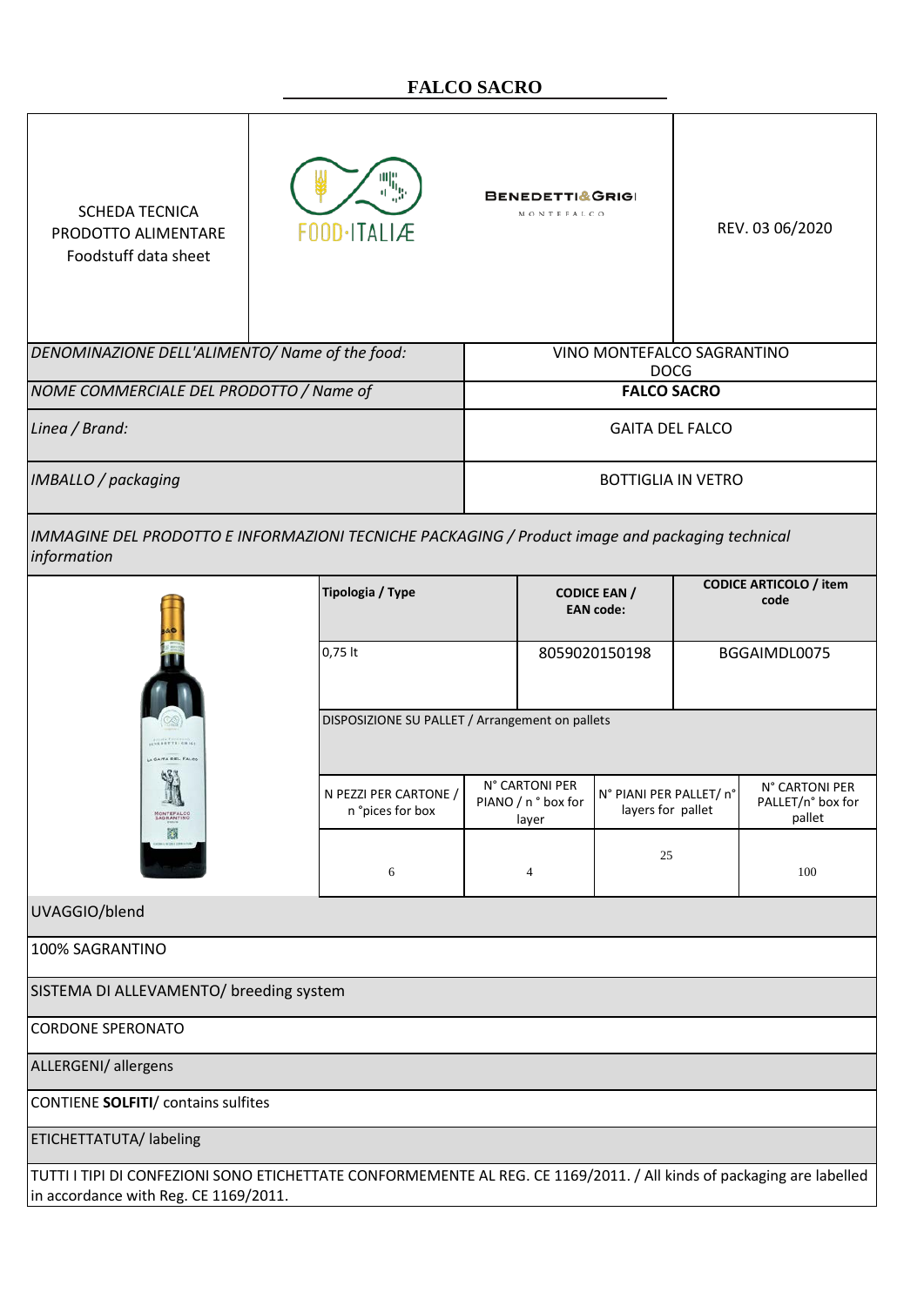# FALCO SACRO

| SCHEDA TECNICA PRODOTTO ALIMENTARE Foodstuff data sheet | FOOD·ITALIÆ | BENEDETTI&GRIGI MONTEFALCO | REV. 03 06/2020 |
|---|---|---|---|

| | |
|---|---|
| *DENOMINAZIONE DELL'ALIMENTO/ Name of the food:* | VINO MONTEFALCO SAGRANTINO DOCG |
| *NOME COMMERCIALE DEL PRODOTTO / Name of* | **FALCO SACRO** |
| *Linea / Brand:* | GAITA DEL FALCO |
| *IMBALLO / packaging* | BOTTIGLIA IN VETRO |

*IMMAGINE DEL PRODOTTO E INFORMAZIONI TECNICHE PACKAGING / Product image and packaging technical information*

| **Tipologia / Type** | **CODICE EAN / EAN code:** | **CODICE ARTICOLO / item code** |
|---|---|---|
| 0,75 lt | 8059020150198 | BGGAIMDL0075 |

DISPOSIZIONE SU PALLET / Arrangement on pallets

| N PEZZI PER CARTONE / n °pices for box | N° CARTONI PER PIANO / n ° box for layer | N° PIANI PER PALLET/ n° layers for pallet | N° CARTONI PER PALLET/n° box for pallet |
|---|---|---|---|
| 6 | 4 | 25 | 100 |

| |
|---|
| UVAGGIO/blend |
| 100% SAGRANTINO |
| SISTEMA DI ALLEVAMENTO/ breeding system |
| CORDONE SPERONATO |
| ALLERGENI/ allergens |
| CONTIENE **SOLFITI**/ contains sulfites |
| ETICHETTATUTA/ labeling |
| TUTTI I TIPI DI CONFEZIONI SONO ETICHETTATE CONFORMEMENTE AL REG. CE 1169/2011. / All kinds of packaging are labelled in accordance with Reg. CE 1169/2011. |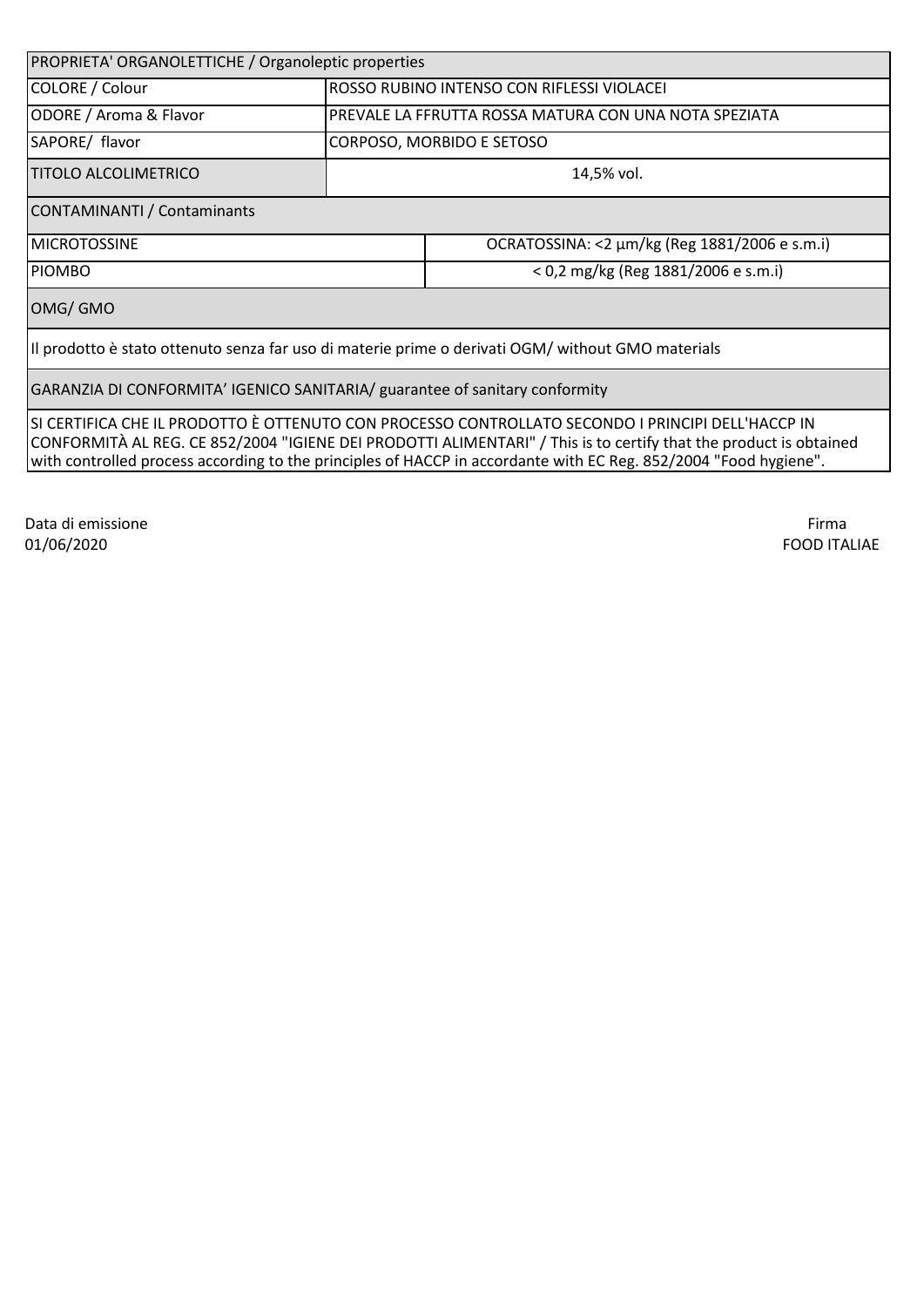| | |
|---|---|
| PROPRIETA' ORGANOLETTICHE / Organoleptic properties | |
| COLORE / Colour | ROSSO RUBINO INTENSO CON RIFLESSI VIOLACEI |
| ODORE / Aroma & Flavor | PREVALE LA FFRUTTA ROSSA MATURA CON UNA NOTA SPEZIATA |
| SAPORE/ flavor | CORPOSO, MORBIDO E SETOSO |
| TITOLO ALCOLIMETRICO | 14,5% vol. |
| CONTAMINANTI / Contaminants | |
| MICROTOSSINE | OCRATOSSINA: <2 µm/kg (Reg 1881/2006 e s.m.i) |
| PIOMBO | < 0,2 mg/kg (Reg 1881/2006 e s.m.i) |
| OMG/ GMO | |
| Il prodotto è stato ottenuto senza far uso di materie prime o derivati OGM/ without GMO materials | |
| GARANZIA DI CONFORMITA' IGENICO SANITARIA/ guarantee of sanitary conformity | |
| SI CERTIFICA CHE IL PRODOTTO È OTTENUTO CON PROCESSO CONTROLLATO SECONDO I PRINCIPI DELL'HACCP IN CONFORMITÀ AL REG. CE 852/2004 "IGIENE DEI PRODOTTI ALIMENTARI" / This is to certify that the product is obtained with controlled process according to the principles of HACCP in accordante with EC Reg. 852/2004 "Food hygiene". | |

Data di emissione
01/06/2020

Firma
FOOD ITALIAE